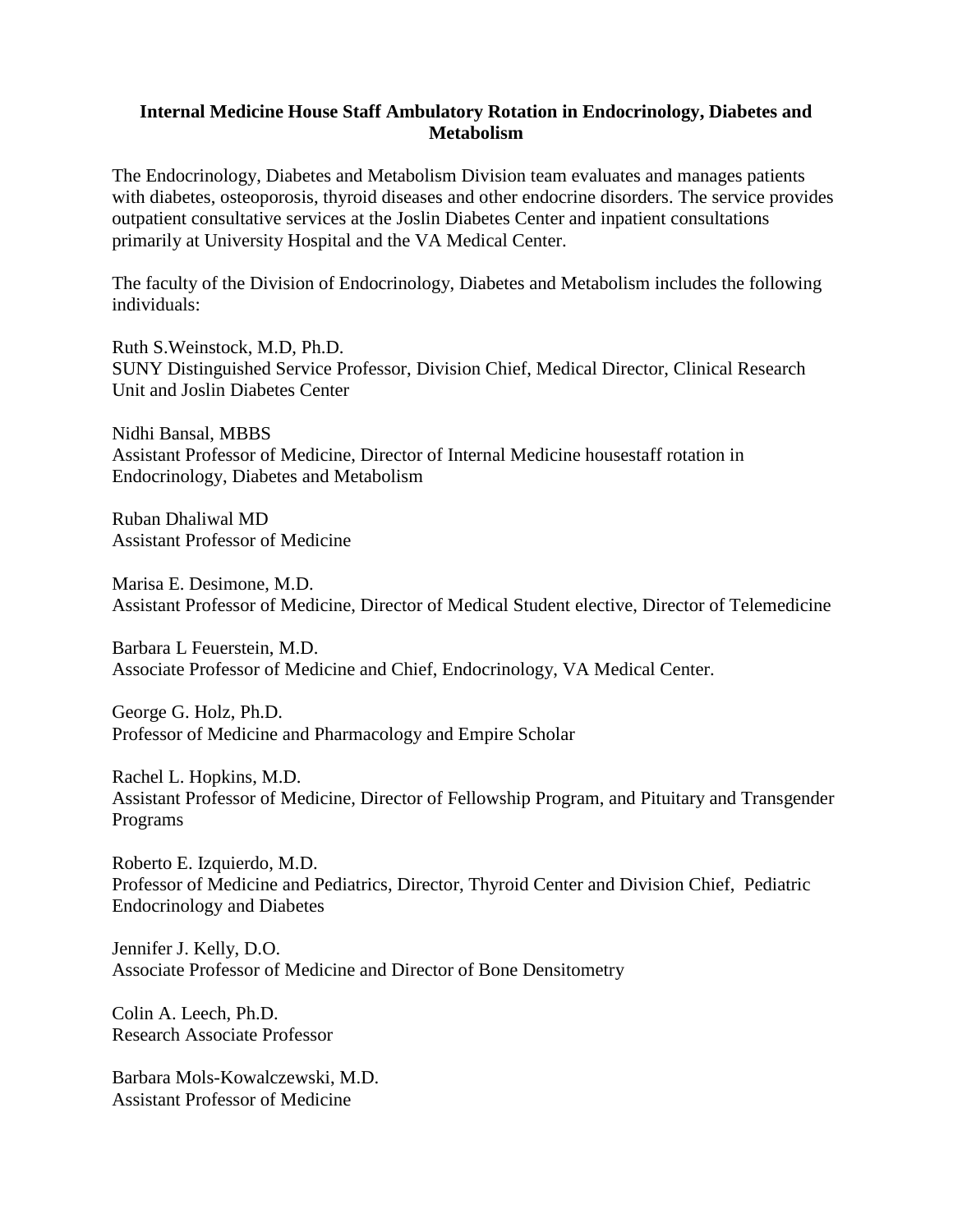# Internal Medicine House Staff Ambulatory Rotation in Endocrinology, Diabetes and Metabolism

The Endocrinology, Diabetes and Metabolism Division team evaluates and manages patients with diabetes, osteoporosis, thyroid diseases and other endocrine disorders. The service provides outpatient consultative services at the Joslin Diabetes Center and inpatient consultations primarily at University Hospital and the VA Medical Center.

The faculty of the Division of Endocrinology, Diabetes and Metabolism includes the following individuals:

Ruth S.Weinstock, M.D, Ph.D.
SUNY Distinguished Service Professor, Division Chief, Medical Director, Clinical Research Unit and Joslin Diabetes Center

Nidhi Bansal, MBBS
Assistant Professor of Medicine, Director of Internal Medicine housestaff rotation in Endocrinology, Diabetes and Metabolism

Ruban Dhaliwal MD
Assistant Professor of Medicine

Marisa E. Desimone, M.D.
Assistant Professor of Medicine, Director of Medical Student elective, Director of Telemedicine

Barbara L Feuerstein, M.D.
Associate Professor of Medicine and Chief, Endocrinology, VA Medical Center.

George G. Holz, Ph.D.
Professor of Medicine and Pharmacology and Empire Scholar

Rachel L. Hopkins, M.D.
Assistant Professor of Medicine, Director of Fellowship Program, and Pituitary and Transgender Programs

Roberto E. Izquierdo, M.D.
Professor of Medicine and Pediatrics, Director, Thyroid Center and Division Chief, Pediatric Endocrinology and Diabetes

Jennifer J. Kelly, D.O.
Associate Professor of Medicine and Director of Bone Densitometry

Colin A. Leech, Ph.D.
Research Associate Professor

Barbara Mols-Kowalczewski, M.D.
Assistant Professor of Medicine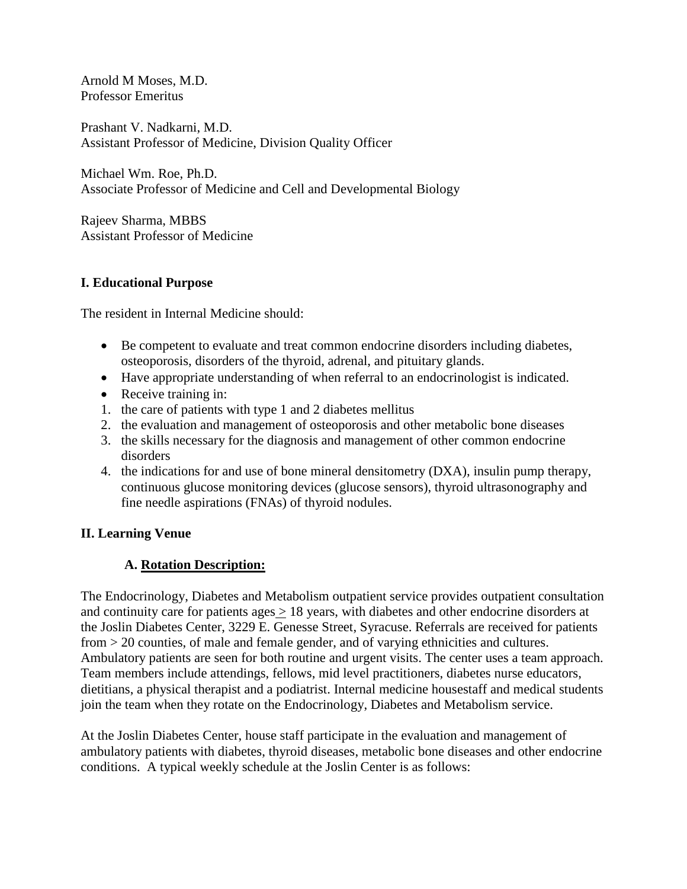Arnold M Moses, M.D.
Professor Emeritus

Prashant V. Nadkarni, M.D.
Assistant Professor of Medicine, Division Quality Officer

Michael Wm. Roe, Ph.D.
Associate Professor of Medicine and Cell and Developmental Biology

Rajeev Sharma, MBBS
Assistant Professor of Medicine

## I. Educational Purpose

The resident in Internal Medicine should:

- Be competent to evaluate and treat common endocrine disorders including diabetes, osteoporosis, disorders of the thyroid, adrenal, and pituitary glands.
- Have appropriate understanding of when referral to an endocrinologist is indicated.
- Receive training in:

1. the care of patients with type 1 and 2 diabetes mellitus
2. the evaluation and management of osteoporosis and other metabolic bone diseases
3. the skills necessary for the diagnosis and management of other common endocrine disorders
4. the indications for and use of bone mineral densitometry (DXA), insulin pump therapy, continuous glucose monitoring devices (glucose sensors), thyroid ultrasonography and fine needle aspirations (FNAs) of thyroid nodules.

## II. Learning Venue

### A. Rotation Description:

The Endocrinology, Diabetes and Metabolism outpatient service provides outpatient consultation and continuity care for patients ages ≥ 18 years, with diabetes and other endocrine disorders at the Joslin Diabetes Center, 3229 E. Genesse Street, Syracuse. Referrals are received for patients from > 20 counties, of male and female gender, and of varying ethnicities and cultures. Ambulatory patients are seen for both routine and urgent visits. The center uses a team approach. Team members include attendings, fellows, mid level practitioners, diabetes nurse educators, dietitians, a physical therapist and a podiatrist. Internal medicine housestaff and medical students join the team when they rotate on the Endocrinology, Diabetes and Metabolism service.

At the Joslin Diabetes Center, house staff participate in the evaluation and management of ambulatory patients with diabetes, thyroid diseases, metabolic bone diseases and other endocrine conditions. A typical weekly schedule at the Joslin Center is as follows: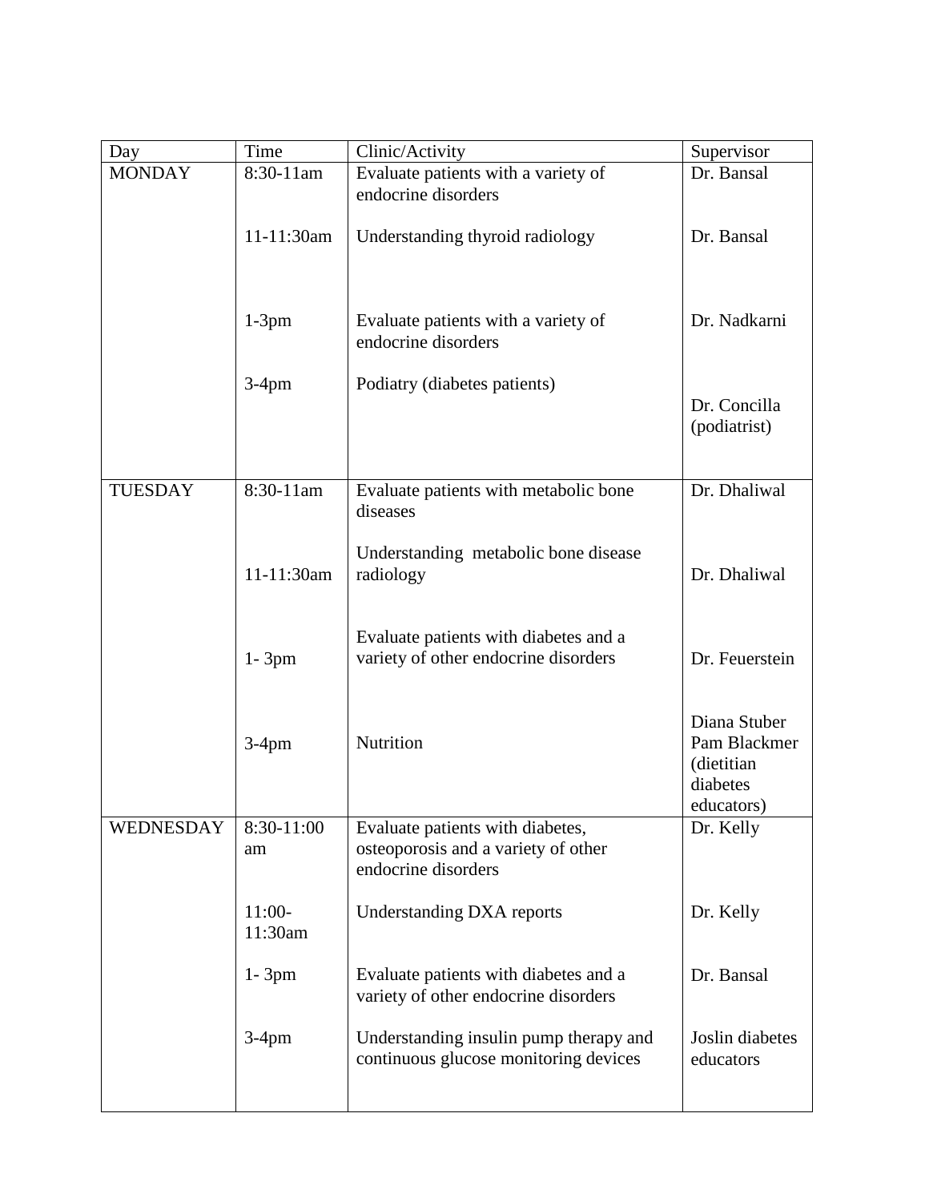| Day | Time | Clinic/Activity | Supervisor |
| --- | --- | --- | --- |
| MONDAY | 8:30-11am | Evaluate patients with a variety of endocrine disorders | Dr. Bansal |
| | 11-11:30am | Understanding thyroid radiology | Dr. Bansal |
| | 1-3pm | Evaluate patients with a variety of endocrine disorders | Dr. Nadkarni |
| | 3-4pm | Podiatry (diabetes patients) | Dr. Concilla (podiatrist) |
| TUESDAY | 8:30-11am | Evaluate patients with metabolic bone diseases | Dr. Dhaliwal |
| | 11-11:30am | Understanding metabolic bone disease radiology | Dr. Dhaliwal |
| | 1- 3pm | Evaluate patients with diabetes and a variety of other endocrine disorders | Dr. Feuerstein |
| | 3-4pm | Nutrition | Diana Stuber Pam Blackmer (dietitian diabetes educators) |
| WEDNESDAY | 8:30-11:00 am | Evaluate patients with diabetes, osteoporosis and a variety of other endocrine disorders | Dr. Kelly |
| | 11:00-11:30am | Understanding DXA reports | Dr. Kelly |
| | 1- 3pm | Evaluate patients with diabetes and a variety of other endocrine disorders | Dr. Bansal |
| | 3-4pm | Understanding insulin pump therapy and continuous glucose monitoring devices | Joslin diabetes educators |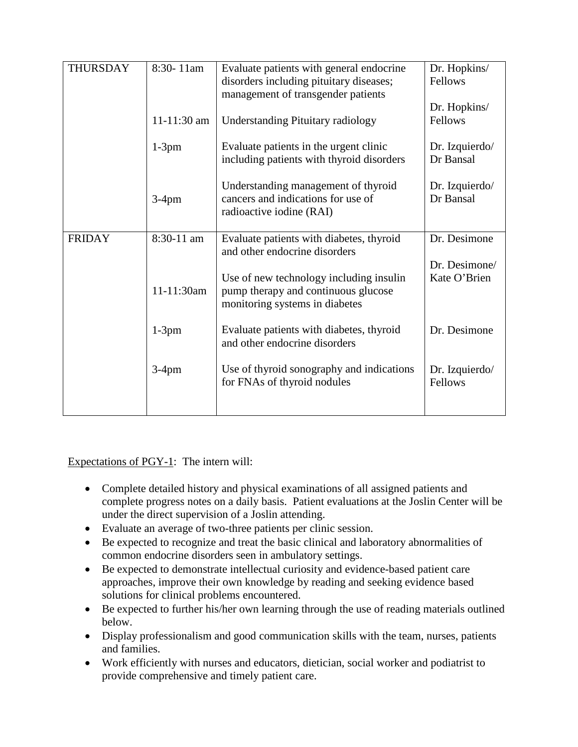| | | | |
|---|---|---|---|
| THURSDAY | 8:30- 11am | Evaluate patients with general endocrine disorders including pituitary diseases; management of transgender patients | Dr. Hopkins/ Fellows |
| | 11-11:30 am | Understanding Pituitary radiology | Dr. Hopkins/ Fellows |
| | 1-3pm | Evaluate patients in the urgent clinic including patients with thyroid disorders | Dr. Izquierdo/ Dr Bansal |
| | 3-4pm | Understanding management of thyroid cancers and indications for use of radioactive iodine (RAI) | Dr. Izquierdo/ Dr Bansal |
| FRIDAY | 8:30-11 am | Evaluate patients with diabetes, thyroid and other endocrine disorders | Dr. Desimone |
| | 11-11:30am | Use of new technology including insulin pump therapy and continuous glucose monitoring systems in diabetes | Dr. Desimone/ Kate O'Brien |
| | 1-3pm | Evaluate patients with diabetes, thyroid and other endocrine disorders | Dr. Desimone |
| | 3-4pm | Use of thyroid sonography and indications for FNAs of thyroid nodules | Dr. Izquierdo/ Fellows |

Expectations of PGY-1: The intern will:

- Complete detailed history and physical examinations of all assigned patients and complete progress notes on a daily basis. Patient evaluations at the Joslin Center will be under the direct supervision of a Joslin attending.
- Evaluate an average of two-three patients per clinic session.
- Be expected to recognize and treat the basic clinical and laboratory abnormalities of common endocrine disorders seen in ambulatory settings.
- Be expected to demonstrate intellectual curiosity and evidence-based patient care approaches, improve their own knowledge by reading and seeking evidence based solutions for clinical problems encountered.
- Be expected to further his/her own learning through the use of reading materials outlined below.
- Display professionalism and good communication skills with the team, nurses, patients and families.
- Work efficiently with nurses and educators, dietician, social worker and podiatrist to provide comprehensive and timely patient care.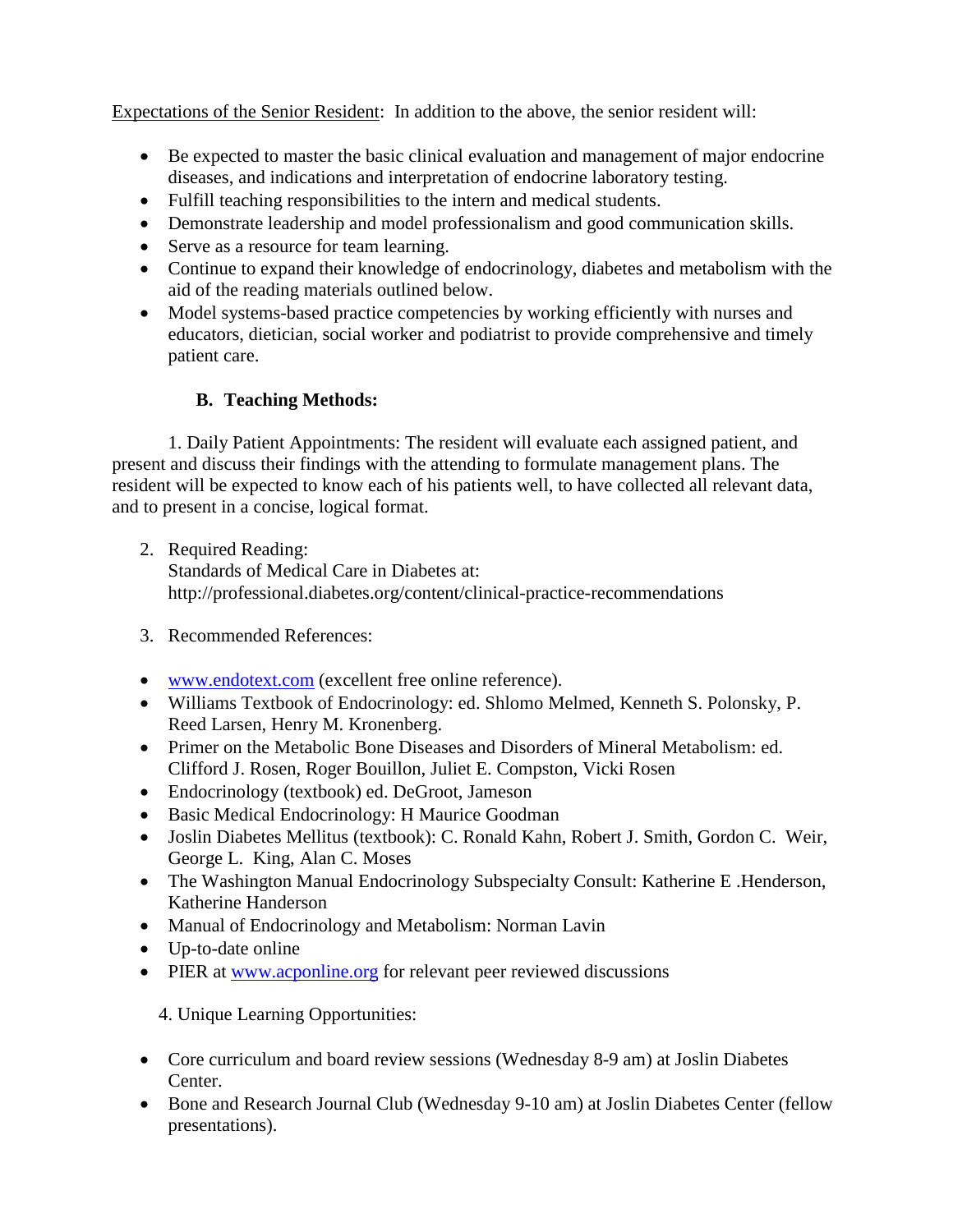Expectations of the Senior Resident: In addition to the above, the senior resident will:

- Be expected to master the basic clinical evaluation and management of major endocrine diseases, and indications and interpretation of endocrine laboratory testing.
- Fulfill teaching responsibilities to the intern and medical students.
- Demonstrate leadership and model professionalism and good communication skills.
- Serve as a resource for team learning.
- Continue to expand their knowledge of endocrinology, diabetes and metabolism with the aid of the reading materials outlined below.
- Model systems-based practice competencies by working efficiently with nurses and educators, dietician, social worker and podiatrist to provide comprehensive and timely patient care.

### B. Teaching Methods:

1. Daily Patient Appointments: The resident will evaluate each assigned patient, and present and discuss their findings with the attending to formulate management plans. The resident will be expected to know each of his patients well, to have collected all relevant data, and to present in a concise, logical format.

2. Required Reading:
   Standards of Medical Care in Diabetes at:
   http://professional.diabetes.org/content/clinical-practice-recommendations

3. Recommended References:

- www.endotext.com (excellent free online reference).
- Williams Textbook of Endocrinology: ed. Shlomo Melmed, Kenneth S. Polonsky, P. Reed Larsen, Henry M. Kronenberg.
- Primer on the Metabolic Bone Diseases and Disorders of Mineral Metabolism: ed. Clifford J. Rosen, Roger Bouillon, Juliet E. Compston, Vicki Rosen
- Endocrinology (textbook) ed. DeGroot, Jameson
- Basic Medical Endocrinology: H Maurice Goodman
- Joslin Diabetes Mellitus (textbook): C. Ronald Kahn, Robert J. Smith, Gordon C. Weir, George L. King, Alan C. Moses
- The Washington Manual Endocrinology Subspecialty Consult: Katherine E .Henderson, Katherine Handerson
- Manual of Endocrinology and Metabolism: Norman Lavin
- Up-to-date online
- PIER at www.acponline.org for relevant peer reviewed discussions

4. Unique Learning Opportunities:

- Core curriculum and board review sessions (Wednesday 8-9 am) at Joslin Diabetes Center.
- Bone and Research Journal Club (Wednesday 9-10 am) at Joslin Diabetes Center (fellow presentations).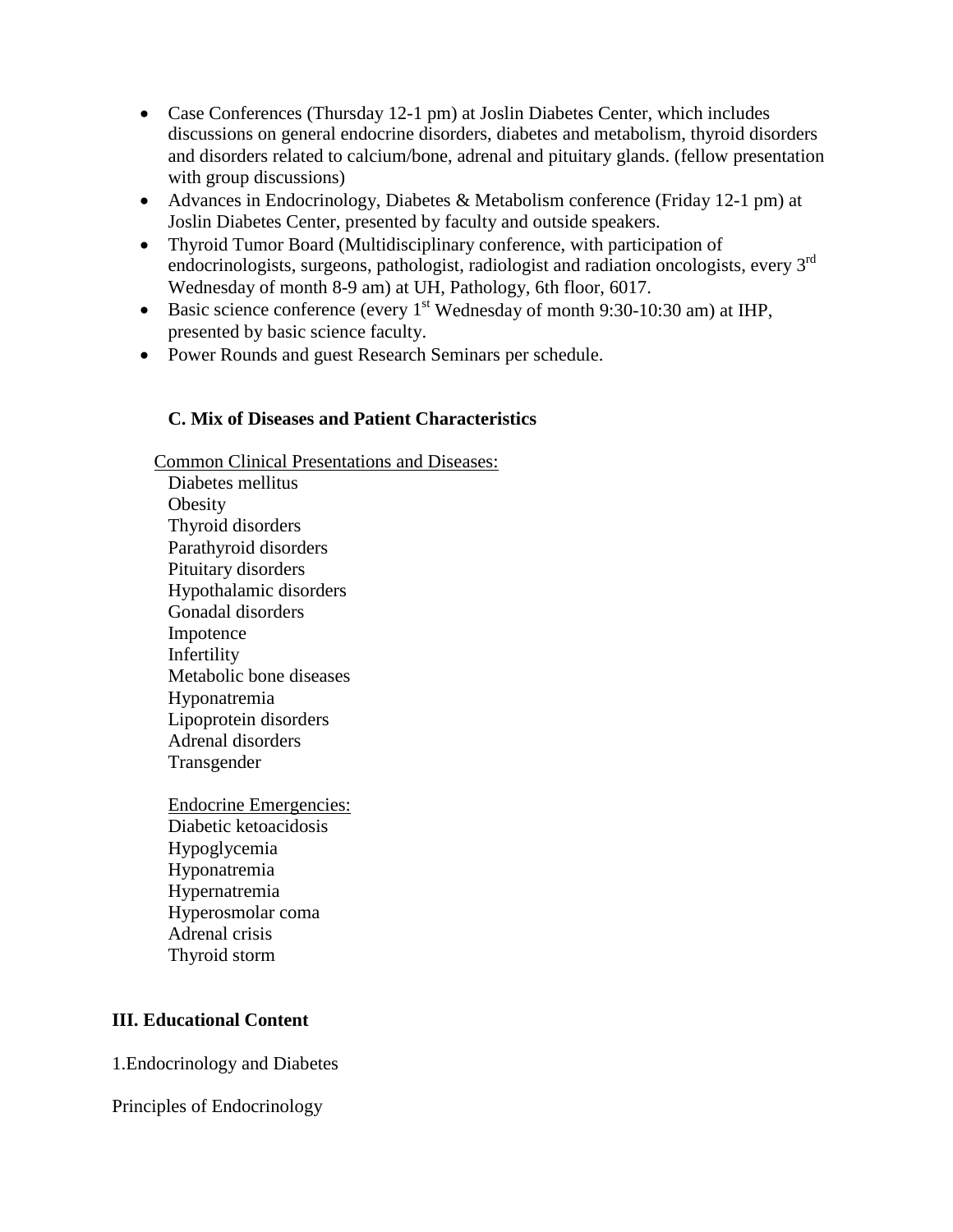- Case Conferences (Thursday 12-1 pm) at Joslin Diabetes Center, which includes discussions on general endocrine disorders, diabetes and metabolism, thyroid disorders and disorders related to calcium/bone, adrenal and pituitary glands. (fellow presentation with group discussions)
- Advances in Endocrinology, Diabetes & Metabolism conference (Friday 12-1 pm) at Joslin Diabetes Center, presented by faculty and outside speakers.
- Thyroid Tumor Board (Multidisciplinary conference, with participation of endocrinologists, surgeons, pathologist, radiologist and radiation oncologists, every 3rd Wednesday of month 8-9 am) at UH, Pathology, 6th floor, 6017.
- Basic science conference (every 1st Wednesday of month 9:30-10:30 am) at IHP, presented by basic science faculty.
- Power Rounds and guest Research Seminars per schedule.

### C. Mix of Diseases and Patient Characteristics

Common Clinical Presentations and Diseases:

Diabetes mellitus
Obesity
Thyroid disorders
Parathyroid disorders
Pituitary disorders
Hypothalamic disorders
Gonadal disorders
Impotence
Infertility
Metabolic bone diseases
Hyponatremia
Lipoprotein disorders
Adrenal disorders
Transgender

Endocrine Emergencies:

Diabetic ketoacidosis
Hypoglycemia
Hyponatremia
Hypernatremia
Hyperosmolar coma
Adrenal crisis
Thyroid storm

## III. Educational Content

1.Endocrinology and Diabetes

Principles of Endocrinology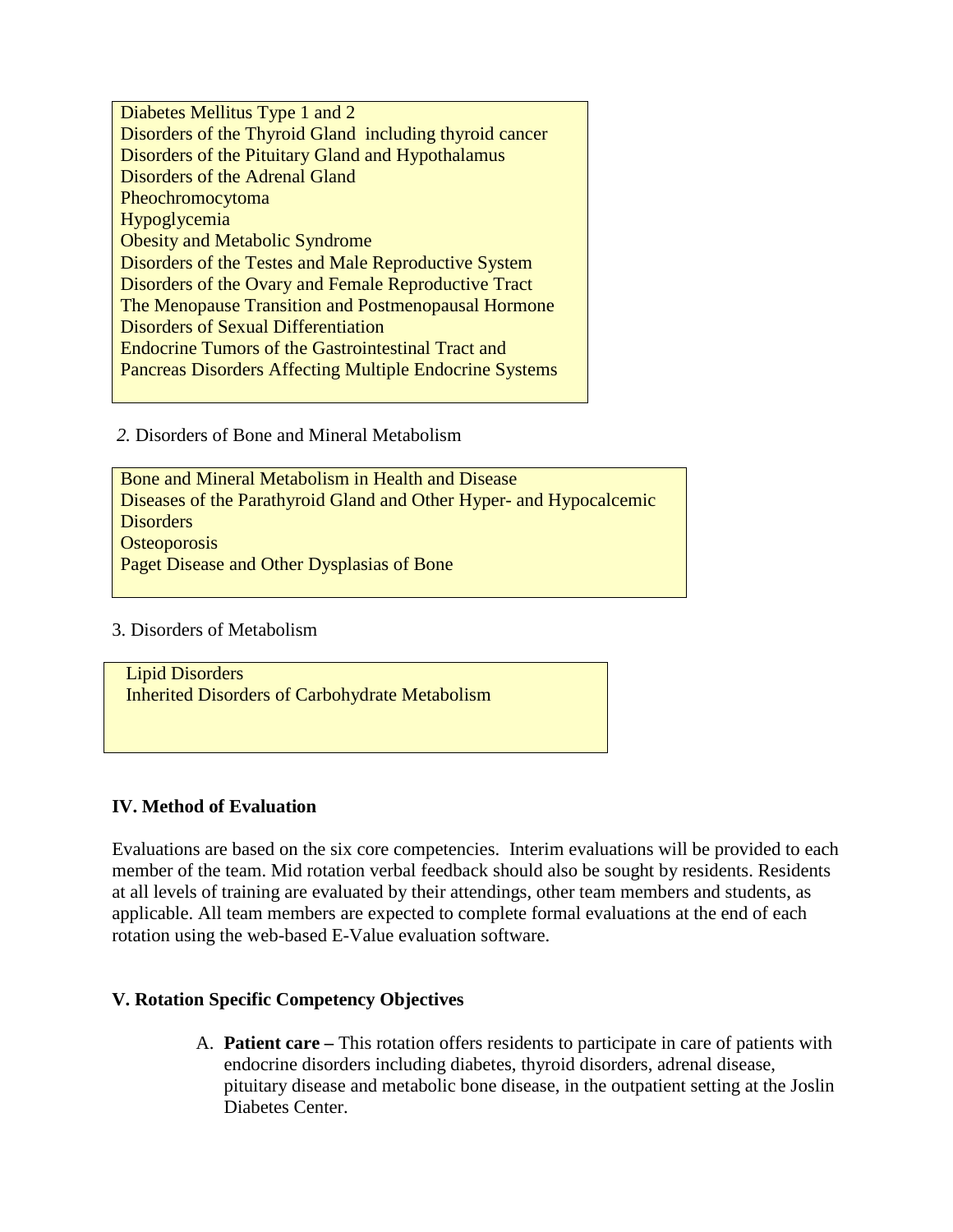Diabetes Mellitus Type 1 and 2
Disorders of the Thyroid Gland including thyroid cancer
Disorders of the Pituitary Gland and Hypothalamus
Disorders of the Adrenal Gland
Pheochromocytoma
Hypoglycemia
Obesity and Metabolic Syndrome
Disorders of the Testes and Male Reproductive System
Disorders of the Ovary and Female Reproductive Tract
The Menopause Transition and Postmenopausal Hormone
Disorders of Sexual Differentiation
Endocrine Tumors of the Gastrointestinal Tract and
Pancreas Disorders Affecting Multiple Endocrine Systems

*2.* Disorders of Bone and Mineral Metabolism

Bone and Mineral Metabolism in Health and Disease
Diseases of the Parathyroid Gland and Other Hyper- and Hypocalcemic Disorders
Osteoporosis
Paget Disease and Other Dysplasias of Bone

3. Disorders of Metabolism

Lipid Disorders
Inherited Disorders of Carbohydrate Metabolism

## IV. Method of Evaluation

Evaluations are based on the six core competencies. Interim evaluations will be provided to each member of the team. Mid rotation verbal feedback should also be sought by residents. Residents at all levels of training are evaluated by their attendings, other team members and students, as applicable. All team members are expected to complete formal evaluations at the end of each rotation using the web-based E-Value evaluation software.

## V. Rotation Specific Competency Objectives

A. **Patient care –** This rotation offers residents to participate in care of patients with endocrine disorders including diabetes, thyroid disorders, adrenal disease, pituitary disease and metabolic bone disease, in the outpatient setting at the Joslin Diabetes Center.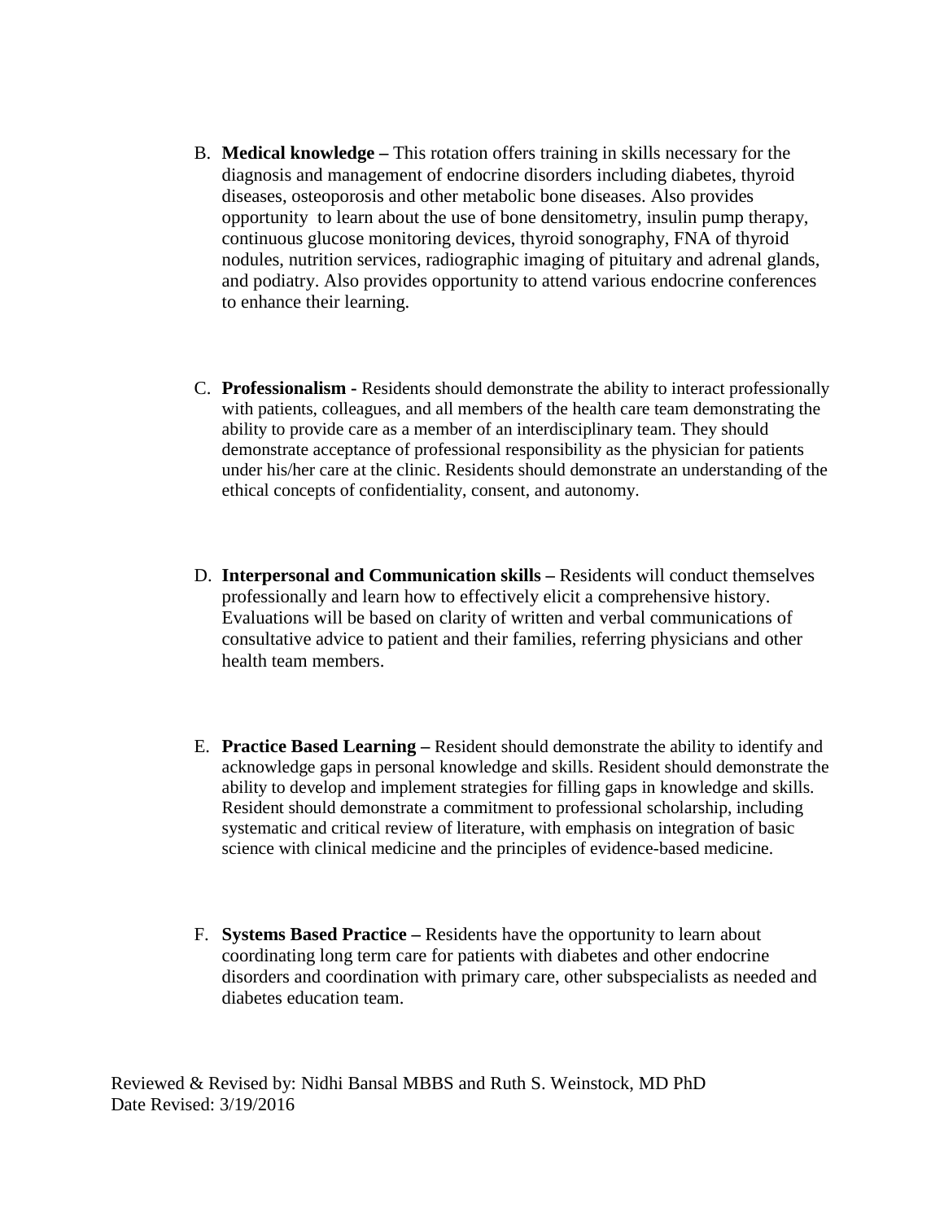B. **Medical knowledge –** This rotation offers training in skills necessary for the diagnosis and management of endocrine disorders including diabetes, thyroid diseases, osteoporosis and other metabolic bone diseases. Also provides opportunity to learn about the use of bone densitometry, insulin pump therapy, continuous glucose monitoring devices, thyroid sonography, FNA of thyroid nodules, nutrition services, radiographic imaging of pituitary and adrenal glands, and podiatry. Also provides opportunity to attend various endocrine conferences to enhance their learning.

C. **Professionalism -** Residents should demonstrate the ability to interact professionally with patients, colleagues, and all members of the health care team demonstrating the ability to provide care as a member of an interdisciplinary team. They should demonstrate acceptance of professional responsibility as the physician for patients under his/her care at the clinic. Residents should demonstrate an understanding of the ethical concepts of confidentiality, consent, and autonomy.

D. **Interpersonal and Communication skills –** Residents will conduct themselves professionally and learn how to effectively elicit a comprehensive history. Evaluations will be based on clarity of written and verbal communications of consultative advice to patient and their families, referring physicians and other health team members.

E. **Practice Based Learning –** Resident should demonstrate the ability to identify and acknowledge gaps in personal knowledge and skills. Resident should demonstrate the ability to develop and implement strategies for filling gaps in knowledge and skills. Resident should demonstrate a commitment to professional scholarship, including systematic and critical review of literature, with emphasis on integration of basic science with clinical medicine and the principles of evidence-based medicine.

F. **Systems Based Practice –** Residents have the opportunity to learn about coordinating long term care for patients with diabetes and other endocrine disorders and coordination with primary care, other subspecialists as needed and diabetes education team.

Reviewed & Revised by: Nidhi Bansal MBBS and Ruth S. Weinstock, MD PhD
Date Revised: 3/19/2016